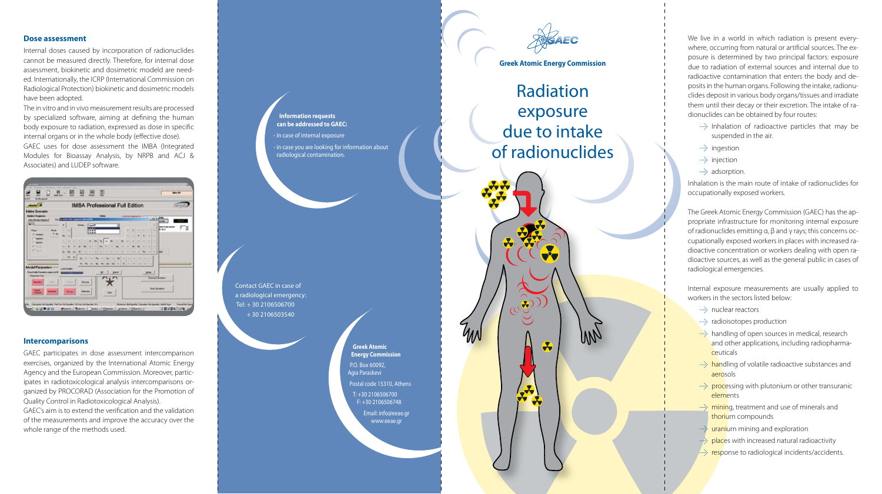## Dose assessment

Internal doses caused by incorporation of radionuclides cannot be measured directly. Therefore, for internal dose assessment, biokinetic and dosimetric modeld are needed. Internationally, the ICRP (International Commission on Radiological Protection) biokinetic and dosimetric models have been adopted.

The in vitro and in vivo measurement results are processed by specialized software, aiming at defining the human body exposure to radiation, expressed as dose in specific internal organs or in the whole body (effective dose).

GAEC uses for dose assessment the IMBA (Integrated Modules for Bioassay Analysis, by NRPB and ACJ & Associates) and LUDEP software.

## Intercomparisons

GAEC participates in dose assessment intercomparison exercises, organized by the International Atomic Energy Agency and the European Commission. Moreover, participates in radiotoxicological analysis intercomparisons organized by PROCORAD (Association for the Promotion of Quality Control in Radiotoxicological Analysis).

GAEC's aim is to extend the verification and the validation of the measurements and improve the accuracy over the whole range of the methods used.

**Information requests can be addressed to GAEC:**

- in case of internal exposure
- in case you are looking for information about radiological contamination.

Contact GAEC in case of a radiological emergency:
Tel: + 30 2106506700
+ 30 2106503540

**Greek Atomic Energy Commission**
P.O. Box 60092,
Agia Paraskevi
Postal code 15310, Athens
T: +30 2106506700
F: +30 2106506748
Email: info@eeae.gr
www.eeae.gr

**Greek Atomic Energy Commission**

# Radiation exposure due to intake of radionuclides

We live in a world in which radiation is present everywhere, occurring from natural or artificial sources. The exposure is determined by two principal factors: exposure due to radiation of external sources and internal due to radioactive contamination that enters the body and deposits in the human organs. Following the intake, radionuclides deposit in various body organs/tissues and irradiate them until their decay or their excretion. The intake of radionuclides can be obtained by four routes:

- Inhalation of radioactive particles that may be suspended in the air.
- ingestion
- injection
- adsorption.

Inhalation is the main route of intake of radionuclides for occupationally exposed workers.

The Greek Atomic Energy Commission (GAEC) has the appropriate infrastructure for monitoring internal exposure of radionuclides emitting α, β and γ rays; this concerns occupationally exposed workers in places with increased radioactive concentration or workers dealing with open radioactive sources, as well as the general public in cases of radiological emergencies.

Internal exposure measurements are usually applied to workers in the sectors listed below:

- nuclear reactors
- radioisotopes production
- handling of open sources in medical, research and other applications, including radiopharmaceuticals
- handling of volatile radioactive substances and aerosols
- processing with plutonium or other transuranic elements
- mining, treatment and use of minerals and thorium compounds
- uranium mining and exploration
- places with increased natural radioactivity
- response to radiological incidents/accidents.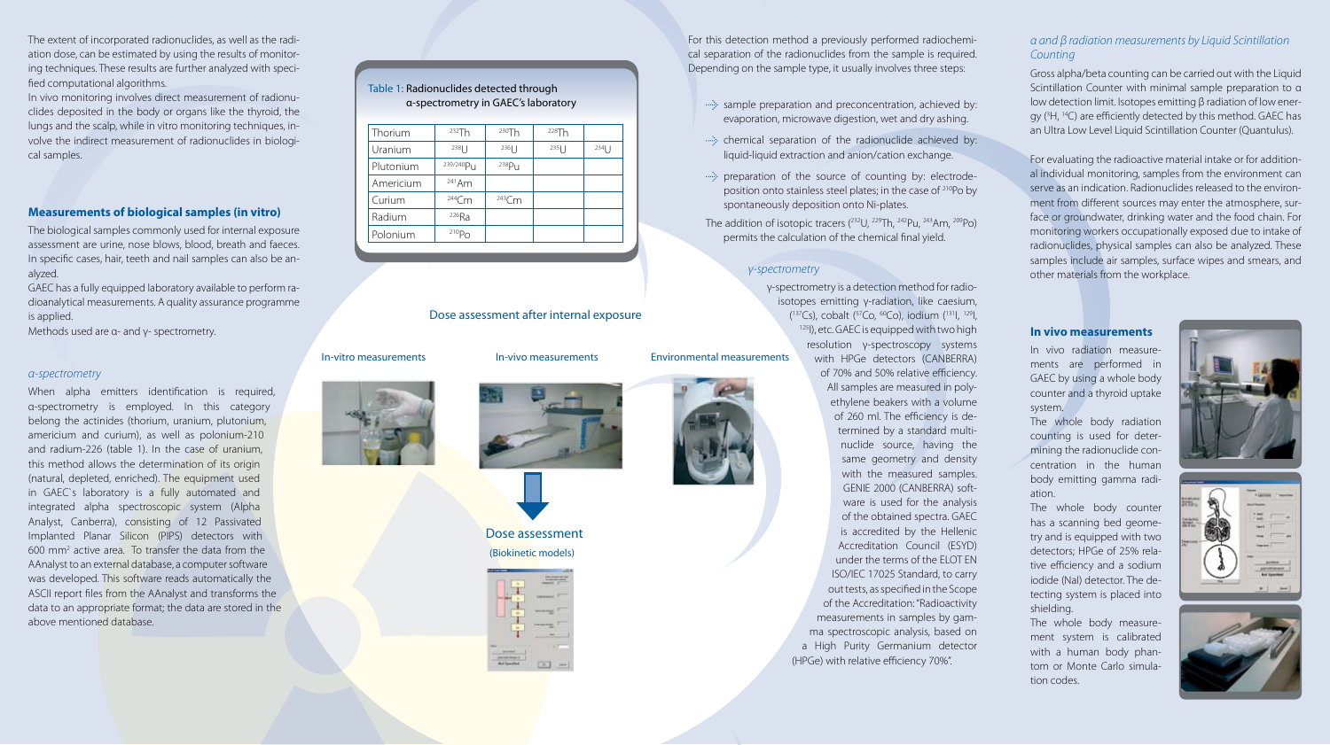The extent of incorporated radionuclides, as well as the radiation dose, can be estimated by using the results of monitoring techniques. These results are further analyzed with specified computational algorithms.

In vivo monitoring involves direct measurement of radionuclides deposited in the body or organs like the thyroid, the lungs and the scalp, while in vitro monitoring techniques, involve the indirect measurement of radionuclides in biological samples.

## Measurements of biological samples (in vitro)

The biological samples commonly used for internal exposure assessment are urine, nose blows, blood, breath and faeces. In specific cases, hair, teeth and nail samples can also be analyzed.

GAEC has a fully equipped laboratory available to perform radioanalytical measurements. A quality assurance programme is applied.

Methods used are α- and γ- spectrometry.

### *α-spectrometry*

When alpha emitters identification is required, α-spectrometry is employed. In this category belong the actinides (thorium, uranium, plutonium, americium and curium), as well as polonium-210 and radium-226 (table 1). In the case of uranium, this method allows the determination of its origin (natural, depleted, enriched). The equipment used in GAEC`s laboratory is a fully automated and integrated alpha spectroscopic system (Alpha Analyst, Canberra), consisting of 12 Passivated Implanted Planar Silicon (PIPS) detectors with 600 mm² active area. To transfer the data from the AAnalyst to an external database, a computer software was developed. This software reads automatically the ASCII report files from the AAnalyst and transforms the data to an appropriate format; the data are stored in the above mentioned database.

Table 1: Radionuclides detected through α-spectrometry in GAEC's laboratory

| | | | | |
|---|---|---|---|---|
| Thorium | $^{232}Th$ | $^{230}Th$ | $^{228}Th$ | |
| Uranium | $^{238}U$ | $^{236}U$ | $^{235}U$ | $^{234}U$ |
| Plutonium | $^{239/240}Pu$ | $^{238}Pu$ | | |
| Americium | $^{241}Am$ | | | |
| Curium | $^{244}Cm$ | $^{243}Cm$ | | |
| Radium | $^{226}Ra$ | | | |
| Polonium | $^{210}Po$ | | | |

Dose assessment after internal exposure

In-vitro measurements

In-vivo measurements

Environmental measurements

Dose assessment

(Biokinetic models)

For this detection method a previously performed radiochemical separation of the radionuclides from the sample is required. Depending on the sample type, it usually involves three steps:

- sample preparation and preconcentration, achieved by: evaporation, microwave digestion, wet and dry ashing.
- chemical separation of the radionuclide achieved by: liquid-liquid extraction and anion/cation exchange.
- preparation of the source of counting by: electrodeposition onto stainless steel plates; in the case of $^{210}Po$ by spontaneously deposition onto Ni-plates.

The addition of isotopic tracers ($^{232}U$, $^{229}Th$, $^{242}Pu$, $^{243}Am$, $^{209}Po$) permits the calculation of the chemical final yield.

### *γ-spectrometry*

γ-spectrometry is a detection method for radioisotopes emitting γ-radiation, like caesium, ($^{137}Cs$), cobalt ($^{57}Co$, $^{60}Co$), iodium ($^{131}I$, $^{129}I$, $^{125}I$), etc. GAEC is equipped with two high resolution γ-spectroscopy systems with HPGe detectors (CANBERRA) of 70% and 50% relative efficiency. All samples are measured in polyethylene beakers with a volume of 260 ml. The efficiency is determined by a standard multi-nuclide source, having the same geometry and density with the measured samples. GENIE 2000 (CANBERRA) software is used for the analysis of the obtained spectra. GAEC is accredited by the Hellenic Accreditation Council (ESYD) under the terms of the ELOT EN ISO/IEC 17025 Standard, to carry out tests, as specified in the Scope of the Accreditation: "Radioactivity measurements in samples by gamma spectroscopic analysis, based on a High Purity Germanium detector (HPGe) with relative efficiency 70%".

### *α and β radiation measurements by Liquid Scintillation Counting*

Gross alpha/beta counting can be carried out with the Liquid Scintillation Counter with minimal sample preparation to a low detection limit. Isotopes emitting β radiation of low energy ($^{3}H$, $^{14}C$) are efficiently detected by this method. GAEC has an Ultra Low Level Liquid Scintillation Counter (Quantulus).

For evaluating the radioactive material intake or for additional individual monitoring, samples from the environment can serve as an indication. Radionuclides released to the environment from different sources may enter the atmosphere, surface or groundwater, drinking water and the food chain. For monitoring workers occupationally exposed due to intake of radionuclides, physical samples can also be analyzed. These samples include air samples, surface wipes and smears, and other materials from the workplace.

## In vivo measurements

In vivo radiation measurements are performed in GAEC by using a whole body counter and a thyroid uptake system.

The whole body radiation counting is used for determining the radionuclide concentration in the human body emitting gamma radiation.

The whole body counter has a scanning bed geometry and is equipped with two detectors; HPGe of 25% relative efficiency and a sodium iodide (NaI) detector. The detecting system is placed into shielding.

The whole body measurement system is calibrated with a human body phantom or Monte Carlo simulation codes.